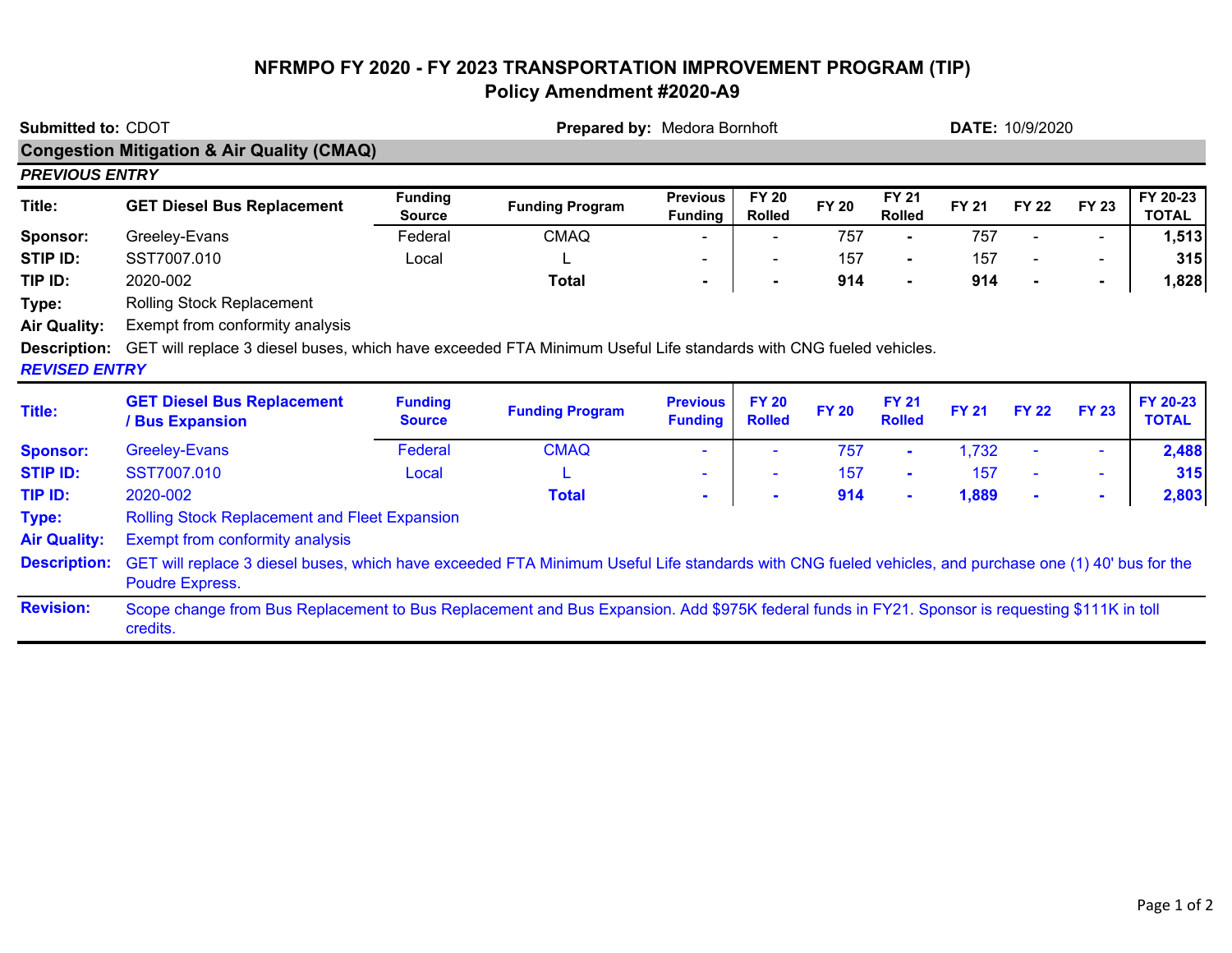# NFRMPO FY 2020 - FY 2023 TRANSPORTATION IMPROVEMENT PROGRAM (TIP)
## Policy Amendment #2020-A9

**Submitted to:** CDOT **Prepared by:** Medora Bornhoft **DATE:** 10/9/2020

### Congestion Mitigation & Air Quality (CMAQ)

*PREVIOUS ENTRY*

| Title: | GET Diesel Bus Replacement | Funding Source | Funding Program | Previous Funding | FY 20 Rolled | FY 20 | FY 21 Rolled | FY 21 | FY 22 | FY 23 | FY 20-23 TOTAL |
|---|---|---|---|---|---|---|---|---|---|---|---|
| **Sponsor:** | Greeley-Evans | Federal | CMAQ | - | - | 757 | - | 757 | - | - | **1,513** |
| **STIP ID:** | SST7007.010 | Local | L | - | - | 157 | - | 157 | - | - | **315** |
| **TIP ID:** | 2020-002 | | **Total** | **-** | **-** | **914** | **-** | **914** | **-** | **-** | **1,828** |

**Type:** Rolling Stock Replacement

**Air Quality:** Exempt from conformity analysis

**Description:** GET will replace 3 diesel buses, which have exceeded FTA Minimum Useful Life standards with CNG fueled vehicles.

*REVISED ENTRY*

| Title: | GET Diesel Bus Replacement / Bus Expansion | Funding Source | Funding Program | Previous Funding | FY 20 Rolled | FY 20 | FY 21 Rolled | FY 21 | FY 22 | FY 23 | FY 20-23 TOTAL |
|---|---|---|---|---|---|---|---|---|---|---|---|
| **Sponsor:** | Greeley-Evans | Federal | CMAQ | - | - | 757 | - | 1,732 | - | - | **2,488** |
| **STIP ID:** | SST7007.010 | Local | L | - | - | 157 | - | 157 | - | - | **315** |
| **TIP ID:** | 2020-002 | | **Total** | **-** | **-** | **914** | **-** | **1,889** | **-** | **-** | **2,803** |

**Type:** Rolling Stock Replacement and Fleet Expansion

**Air Quality:** Exempt from conformity analysis

**Description:** GET will replace 3 diesel buses, which have exceeded FTA Minimum Useful Life standards with CNG fueled vehicles, and purchase one (1) 40' bus for the Poudre Express.

**Revision:** Scope change from Bus Replacement to Bus Replacement and Bus Expansion. Add $975K federal funds in FY21. Sponsor is requesting $111K in toll credits.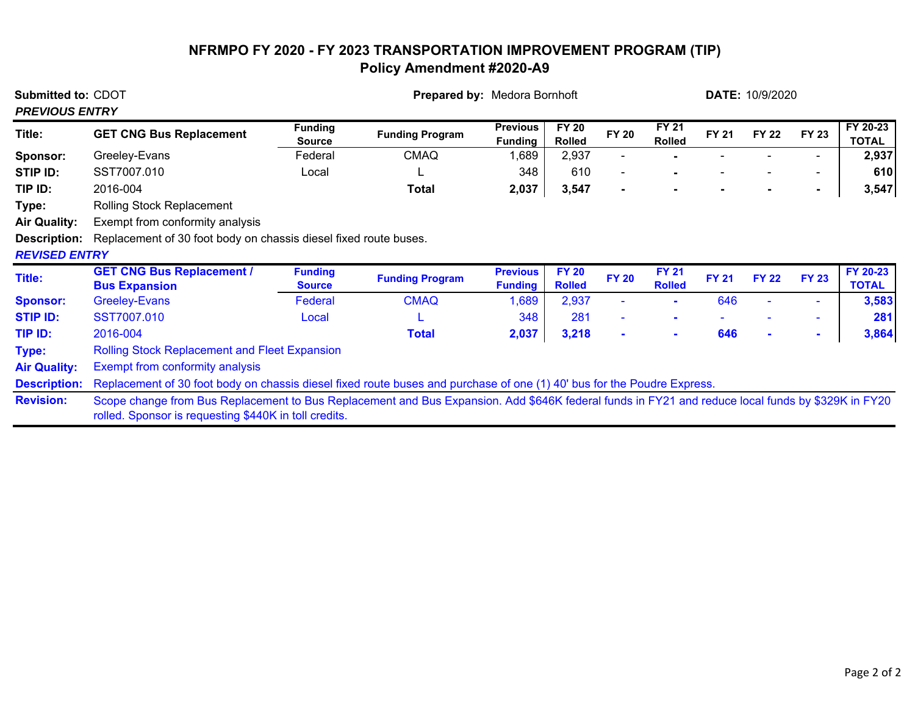# NFRMPO FY 2020 - FY 2023 TRANSPORTATION IMPROVEMENT PROGRAM (TIP)
## Policy Amendment #2020-A9

**Submitted to:** CDOT | **Prepared by:** Medora Bornhoft | **DATE:** 10/9/2020

***PREVIOUS ENTRY***

| Title: | GET CNG Bus Replacement | Funding Source | Funding Program | Previous Funding | FY 20 Rolled | FY 20 | FY 21 Rolled | FY 21 | FY 22 | FY 23 | FY 20-23 TOTAL |
|---|---|---|---|---|---|---|---|---|---|---|---|
| **Sponsor:** | Greeley-Evans | Federal | CMAQ | 1,689 | 2,937 | - | - | - | - | - | **2,937** |
| **STIP ID:** | SST7007.010 | Local | L | 348 | 610 | - | - | - | - | - | **610** |
| **TIP ID:** | 2016-004 | | **Total** | **2,037** | **3,547** | **-** | **-** | **-** | **-** | **-** | **3,547** |

**Type:** Rolling Stock Replacement

**Air Quality:** Exempt from conformity analysis

**Description:** Replacement of 30 foot body on chassis diesel fixed route buses.

***REVISED ENTRY***

| Title: | GET CNG Bus Replacement / Bus Expansion | Funding Source | Funding Program | Previous Funding | FY 20 Rolled | FY 20 | FY 21 Rolled | FY 21 | FY 22 | FY 23 | FY 20-23 TOTAL |
|---|---|---|---|---|---|---|---|---|---|---|---|
| **Sponsor:** | Greeley-Evans | Federal | CMAQ | 1,689 | 2,937 | - | - | 646 | - | - | **3,583** |
| **STIP ID:** | SST7007.010 | Local | L | 348 | 281 | - | - | - | - | - | **281** |
| **TIP ID:** | 2016-004 | | **Total** | **2,037** | **3,218** | **-** | **-** | **646** | **-** | **-** | **3,864** |

**Type:** Rolling Stock Replacement and Fleet Expansion

**Air Quality:** Exempt from conformity analysis

**Description:** Replacement of 30 foot body on chassis diesel fixed route buses and purchase of one (1) 40' bus for the Poudre Express.

**Revision:** Scope change from Bus Replacement to Bus Replacement and Bus Expansion. Add $646K federal funds in FY21 and reduce local funds by $329K in FY20 rolled. Sponsor is requesting $440K in toll credits.